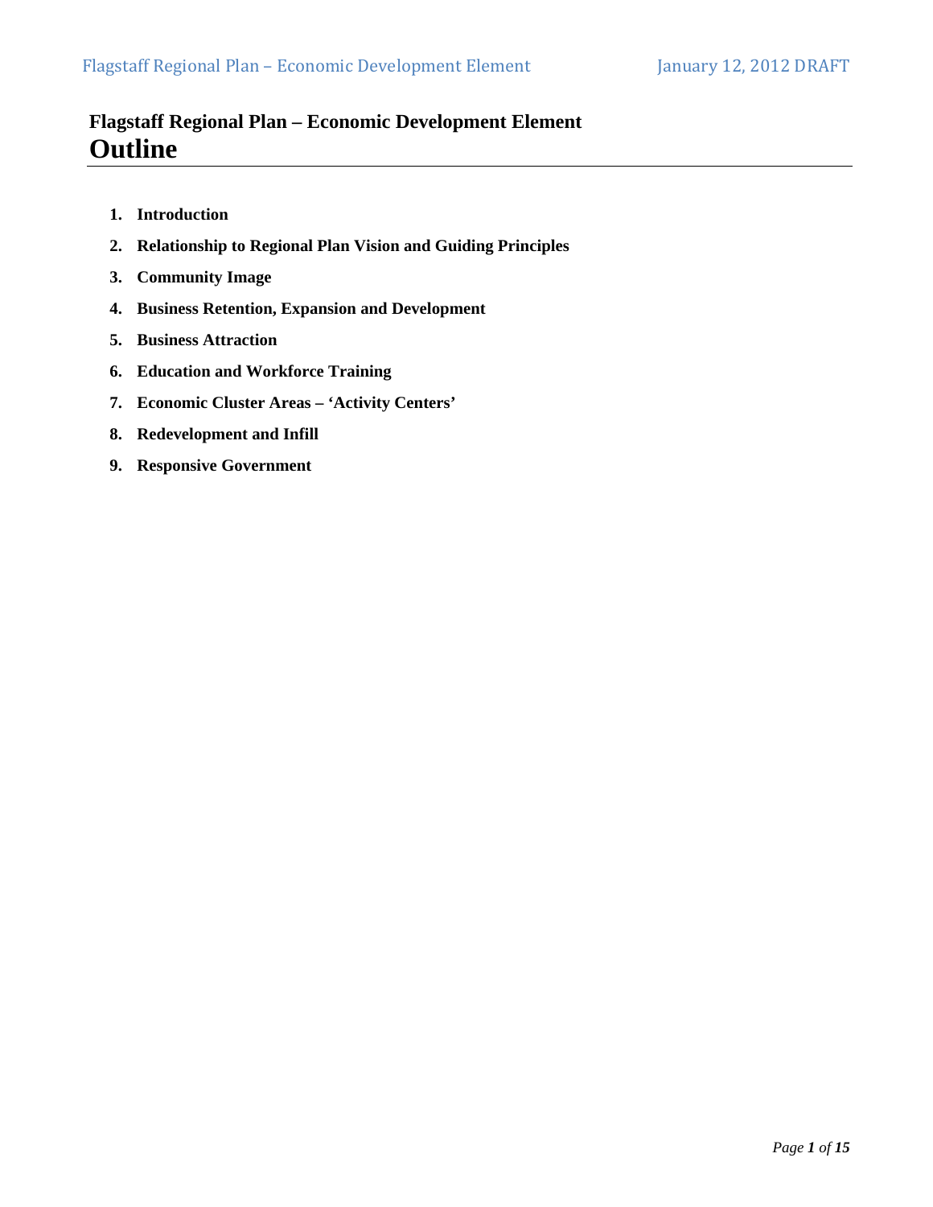# Flagstaff Regional Plan – Economic Development Element

# Outline

1. **Introduction**
2. **Relationship to Regional Plan Vision and Guiding Principles**
3. **Community Image**
4. **Business Retention, Expansion and Development**
5. **Business Attraction**
6. **Education and Workforce Training**
7. **Economic Cluster Areas – 'Activity Centers'**
8. **Redevelopment and Infill**
9. **Responsive Government**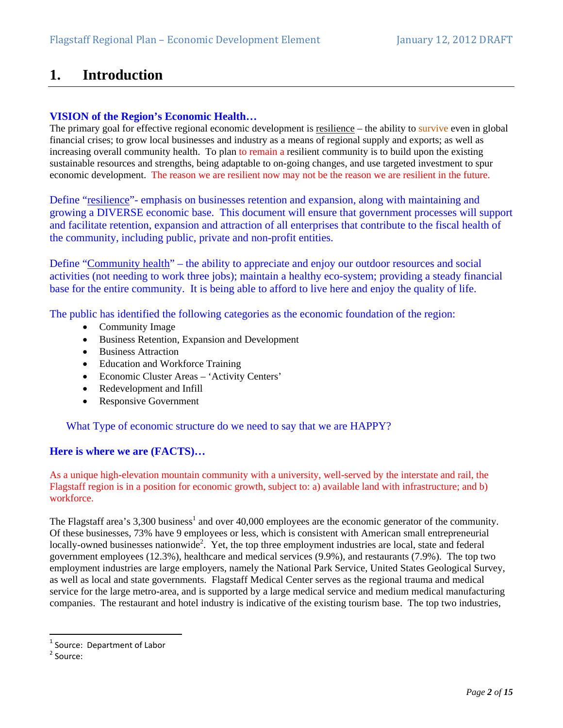# 1. Introduction

**VISION of the Region's Economic Health…**

The primary goal for effective regional economic development is resilience – the ability to survive even in global financial crises; to grow local businesses and industry as a means of regional supply and exports; as well as increasing overall community health. To plan to remain a resilient community is to build upon the existing sustainable resources and strengths, being adaptable to on-going changes, and use targeted investment to spur economic development. The reason we are resilient now may not be the reason we are resilient in the future.

Define "resilience"- emphasis on businesses retention and expansion, along with maintaining and growing a DIVERSE economic base. This document will ensure that government processes will support and facilitate retention, expansion and attraction of all enterprises that contribute to the fiscal health of the community, including public, private and non-profit entities.

Define "Community health" – the ability to appreciate and enjoy our outdoor resources and social activities (not needing to work three jobs); maintain a healthy eco-system; providing a steady financial base for the entire community. It is being able to afford to live here and enjoy the quality of life.

The public has identified the following categories as the economic foundation of the region:

- Community Image
- Business Retention, Expansion and Development
- Business Attraction
- Education and Workforce Training
- Economic Cluster Areas – 'Activity Centers'
- Redevelopment and Infill
- Responsive Government

What Type of economic structure do we need to say that we are HAPPY?

**Here is where we are (FACTS)…**

As a unique high-elevation mountain community with a university, well-served by the interstate and rail, the Flagstaff region is in a position for economic growth, subject to: a) available land with infrastructure; and b) workforce.

The Flagstaff area's 3,300 business[1] and over 40,000 employees are the economic generator of the community. Of these businesses, 73% have 9 employees or less, which is consistent with American small entrepreneurial locally-owned businesses nationwide[2]. Yet, the top three employment industries are local, state and federal government employees (12.3%), healthcare and medical services (9.9%), and restaurants (7.9%). The top two employment industries are large employers, namely the National Park Service, United States Geological Survey, as well as local and state governments. Flagstaff Medical Center serves as the regional trauma and medical service for the large metro-area, and is supported by a large medical service and medium medical manufacturing companies. The restaurant and hotel industry is indicative of the existing tourism base. The top two industries,

[1] Source: Department of Labor

[2] Source: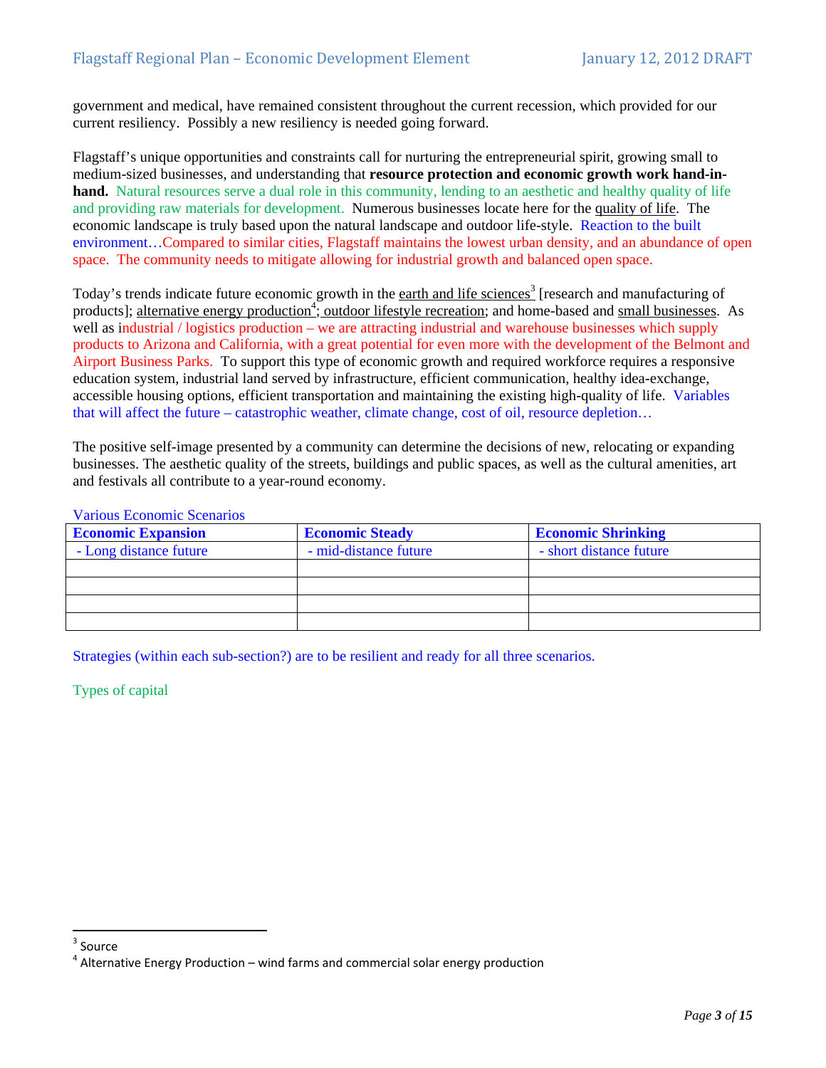government and medical, have remained consistent throughout the current recession, which provided for our current resiliency. Possibly a new resiliency is needed going forward.

Flagstaff's unique opportunities and constraints call for nurturing the entrepreneurial spirit, growing small to medium-sized businesses, and understanding that **resource protection and economic growth work hand-in-hand.** Natural resources serve a dual role in this community, lending to an aesthetic and healthy quality of life and providing raw materials for development. Numerous businesses locate here for the quality of life. The economic landscape is truly based upon the natural landscape and outdoor life-style. Reaction to the built environment…Compared to similar cities, Flagstaff maintains the lowest urban density, and an abundance of open space. The community needs to mitigate allowing for industrial growth and balanced open space.

Today's trends indicate future economic growth in the earth and life sciences[3] [research and manufacturing of products]; alternative energy production[4]; outdoor lifestyle recreation; and home-based and small businesses. As well as industrial / logistics production – we are attracting industrial and warehouse businesses which supply products to Arizona and California, with a great potential for even more with the development of the Belmont and Airport Business Parks. To support this type of economic growth and required workforce requires a responsive education system, industrial land served by infrastructure, efficient communication, healthy idea-exchange, accessible housing options, efficient transportation and maintaining the existing high-quality of life. Variables that will affect the future – catastrophic weather, climate change, cost of oil, resource depletion…

The positive self-image presented by a community can determine the decisions of new, relocating or expanding businesses. The aesthetic quality of the streets, buildings and public spaces, as well as the cultural amenities, art and festivals all contribute to a year-round economy.

Various Economic Scenarios

| **Economic Expansion** | **Economic Steady** | **Economic Shrinking** |
|---|---|---|
| - Long distance future | - mid-distance future | - short distance future |
| | | |
| | | |
| | | |
| | | |

Strategies (within each sub-section?) are to be resilient and ready for all three scenarios.

Types of capital

---

[3] Source

[4] Alternative Energy Production – wind farms and commercial solar energy production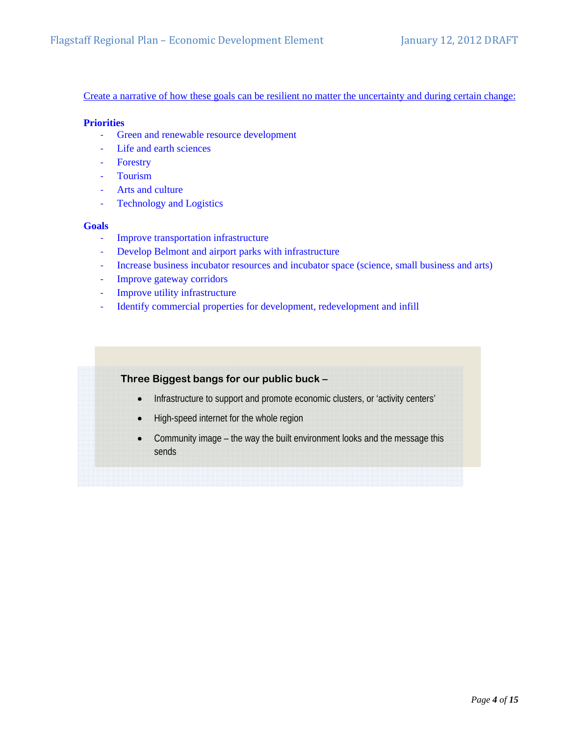<u>Create a narrative of how these goals can be resilient no matter the uncertainty and during certain change:</u>

**Priorities**

- Green and renewable resource development
- Life and earth sciences
- Forestry
- Tourism
- Arts and culture
- Technology and Logistics

**Goals**

- Improve transportation infrastructure
- Develop Belmont and airport parks with infrastructure
- Increase business incubator resources and incubator space (science, small business and arts)
- Improve gateway corridors
- Improve utility infrastructure
- Identify commercial properties for development, redevelopment and infill

**Three Biggest bangs for our public buck –**

- Infrastructure to support and promote economic clusters, or 'activity centers'
- High-speed internet for the whole region
- Community image – the way the built environment looks and the message this sends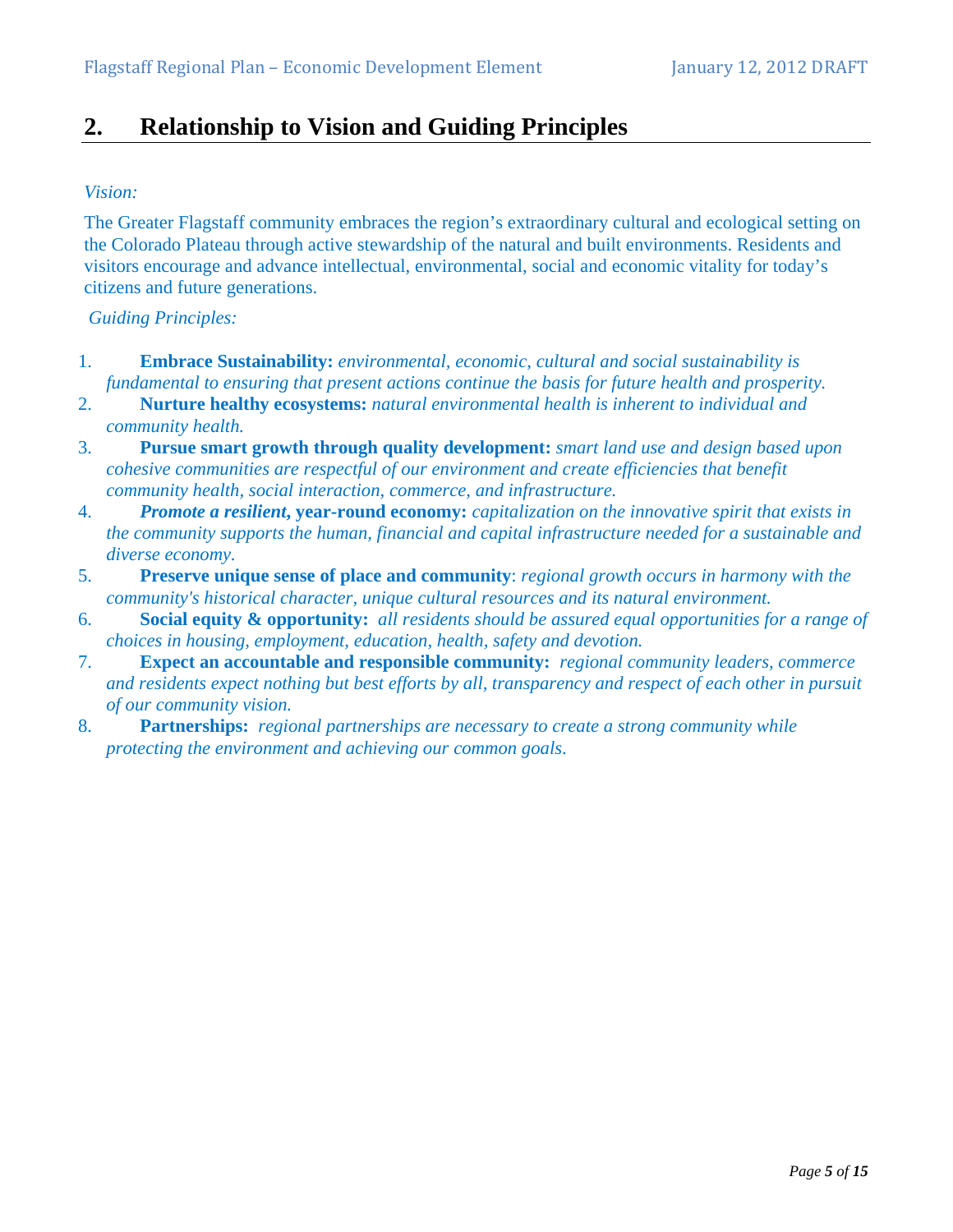## 2. Relationship to Vision and Guiding Principles

*Vision:*

The Greater Flagstaff community embraces the region's extraordinary cultural and ecological setting on the Colorado Plateau through active stewardship of the natural and built environments. Residents and visitors encourage and advance intellectual, environmental, social and economic vitality for today's citizens and future generations.

*Guiding Principles:*

1. **Embrace Sustainability:** *environmental, economic, cultural and social sustainability is fundamental to ensuring that present actions continue the basis for future health and prosperity.*
2. **Nurture healthy ecosystems:** *natural environmental health is inherent to individual and community health.*
3. **Pursue smart growth through quality development:** *smart land use and design based upon cohesive communities are respectful of our environment and create efficiencies that benefit community health, social interaction, commerce, and infrastructure.*
4. ***Promote a resilient,* year-round economy:** *capitalization on the innovative spirit that exists in the community supports the human, financial and capital infrastructure needed for a sustainable and diverse economy.*
5. **Preserve unique sense of place and community**: *regional growth occurs in harmony with the community's historical character, unique cultural resources and its natural environment.*
6. **Social equity & opportunity:** *all residents should be assured equal opportunities for a range of choices in housing, employment, education, health, safety and devotion.*
7. **Expect an accountable and responsible community:** *regional community leaders, commerce and residents expect nothing but best efforts by all, transparency and respect of each other in pursuit of our community vision.*
8. **Partnerships:** *regional partnerships are necessary to create a strong community while protecting the environment and achieving our common goals.*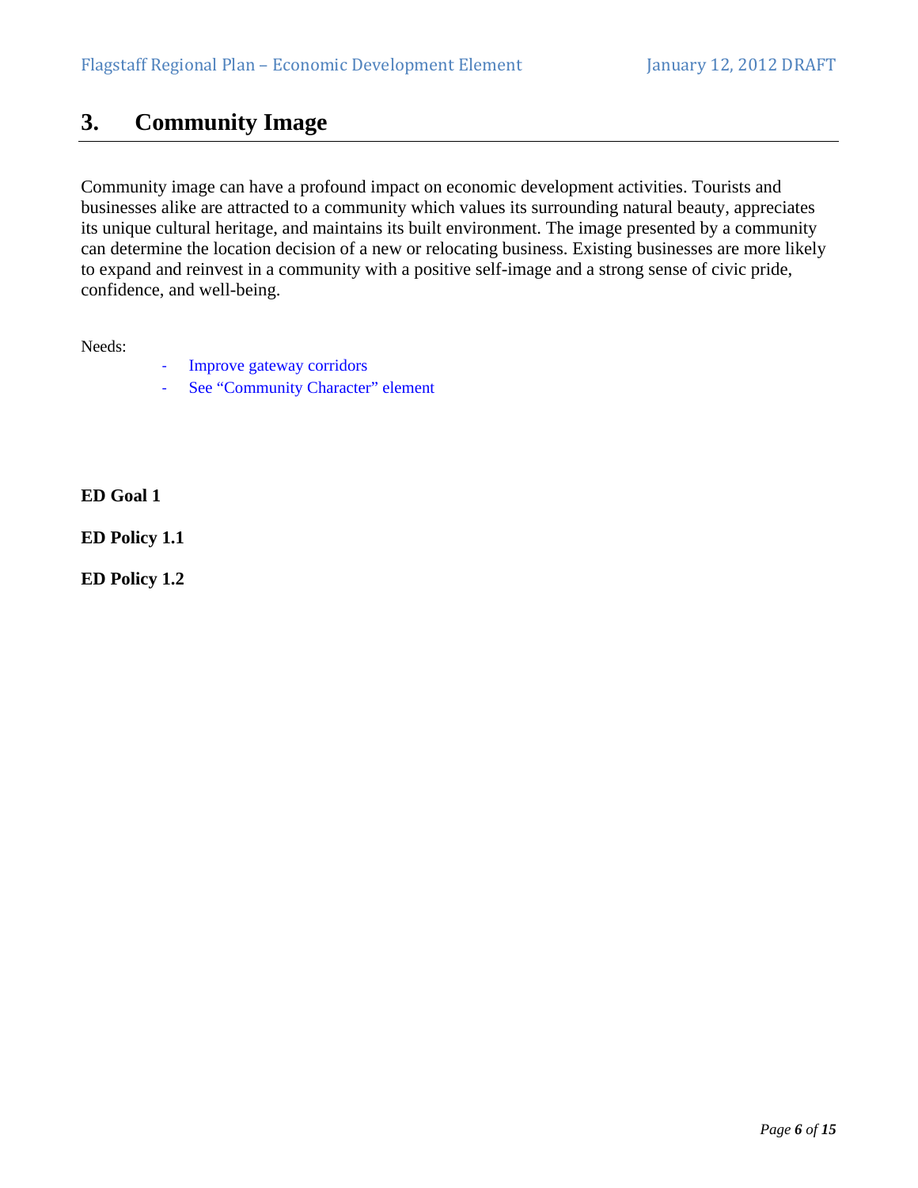## 3. Community Image

Community image can have a profound impact on economic development activities. Tourists and businesses alike are attracted to a community which values its surrounding natural beauty, appreciates its unique cultural heritage, and maintains its built environment. The image presented by a community can determine the location decision of a new or relocating business. Existing businesses are more likely to expand and reinvest in a community with a positive self-image and a strong sense of civic pride, confidence, and well-being.

Needs:

- Improve gateway corridors
- See “Community Character” element

**ED Goal 1**

**ED Policy 1.1**

**ED Policy 1.2**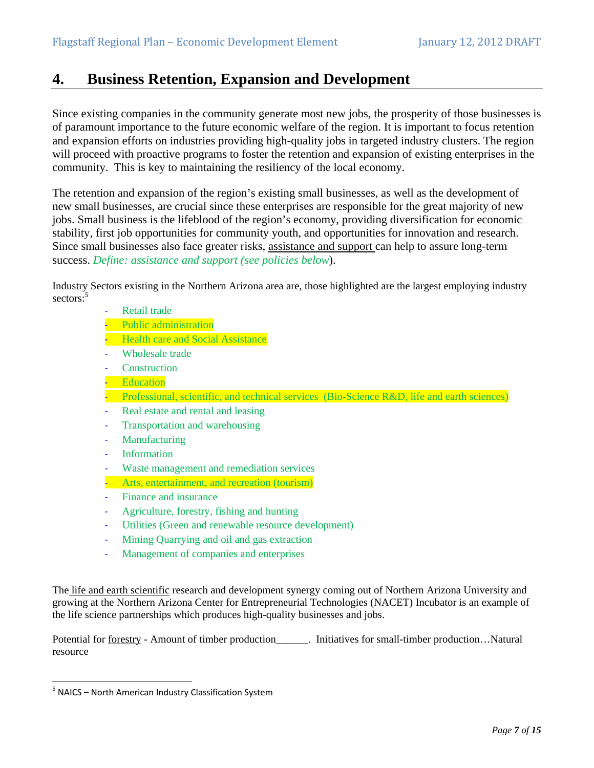# 4. Business Retention, Expansion and Development

Since existing companies in the community generate most new jobs, the prosperity of those businesses is of paramount importance to the future economic welfare of the region. It is important to focus retention and expansion efforts on industries providing high-quality jobs in targeted industry clusters. The region will proceed with proactive programs to foster the retention and expansion of existing enterprises in the community. This is key to maintaining the resiliency of the local economy.

The retention and expansion of the region's existing small businesses, as well as the development of new small businesses, are crucial since these enterprises are responsible for the great majority of new jobs. Small business is the lifeblood of the region's economy, providing diversification for economic stability, first job opportunities for community youth, and opportunities for innovation and research. Since small businesses also face greater risks, assistance and support can help to assure long-term success. *Define: assistance and support (see policies below*).

Industry Sectors existing in the Northern Arizona area are, those highlighted are the largest employing industry sectors:[5]

- Retail trade
- Public administration
- Health care and Social Assistance
- Wholesale trade
- Construction
- Education
- Professional, scientific, and technical services (Bio-Science R&D, life and earth sciences)
- Real estate and rental and leasing
- Transportation and warehousing
- Manufacturing
- Information
- Waste management and remediation services
- Arts, entertainment, and recreation (tourism)
- Finance and insurance
- Agriculture, forestry, fishing and hunting
- Utilities (Green and renewable resource development)
- Mining Quarrying and oil and gas extraction
- Management of companies and enterprises

The life and earth scientific research and development synergy coming out of Northern Arizona University and growing at the Northern Arizona Center for Entrepreneurial Technologies (NACET) Incubator is an example of the life science partnerships which produces high-quality businesses and jobs.

Potential for forestry - Amount of timber production______. Initiatives for small-timber production…Natural resource

[5] NAICS – North American Industry Classification System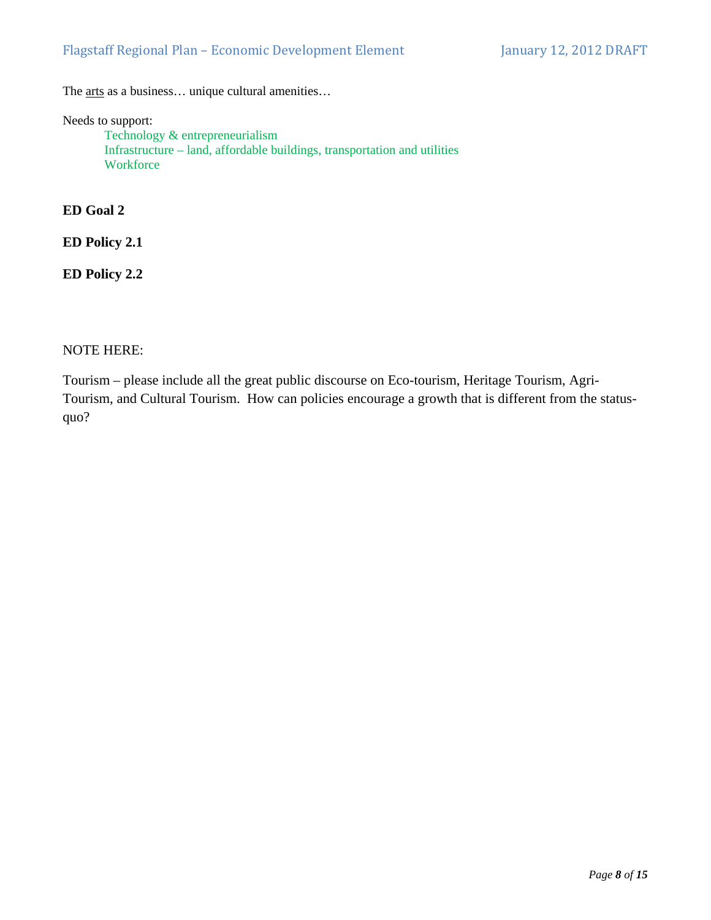The arts as a business… unique cultural amenities…

Needs to support:

- Technology & entrepreneurialism
- Infrastructure – land, affordable buildings, transportation and utilities
- Workforce

**ED Goal 2**

**ED Policy 2.1**

**ED Policy 2.2**

NOTE HERE:

Tourism – please include all the great public discourse on Eco-tourism, Heritage Tourism, Agri-Tourism, and Cultural Tourism. How can policies encourage a growth that is different from the status-quo?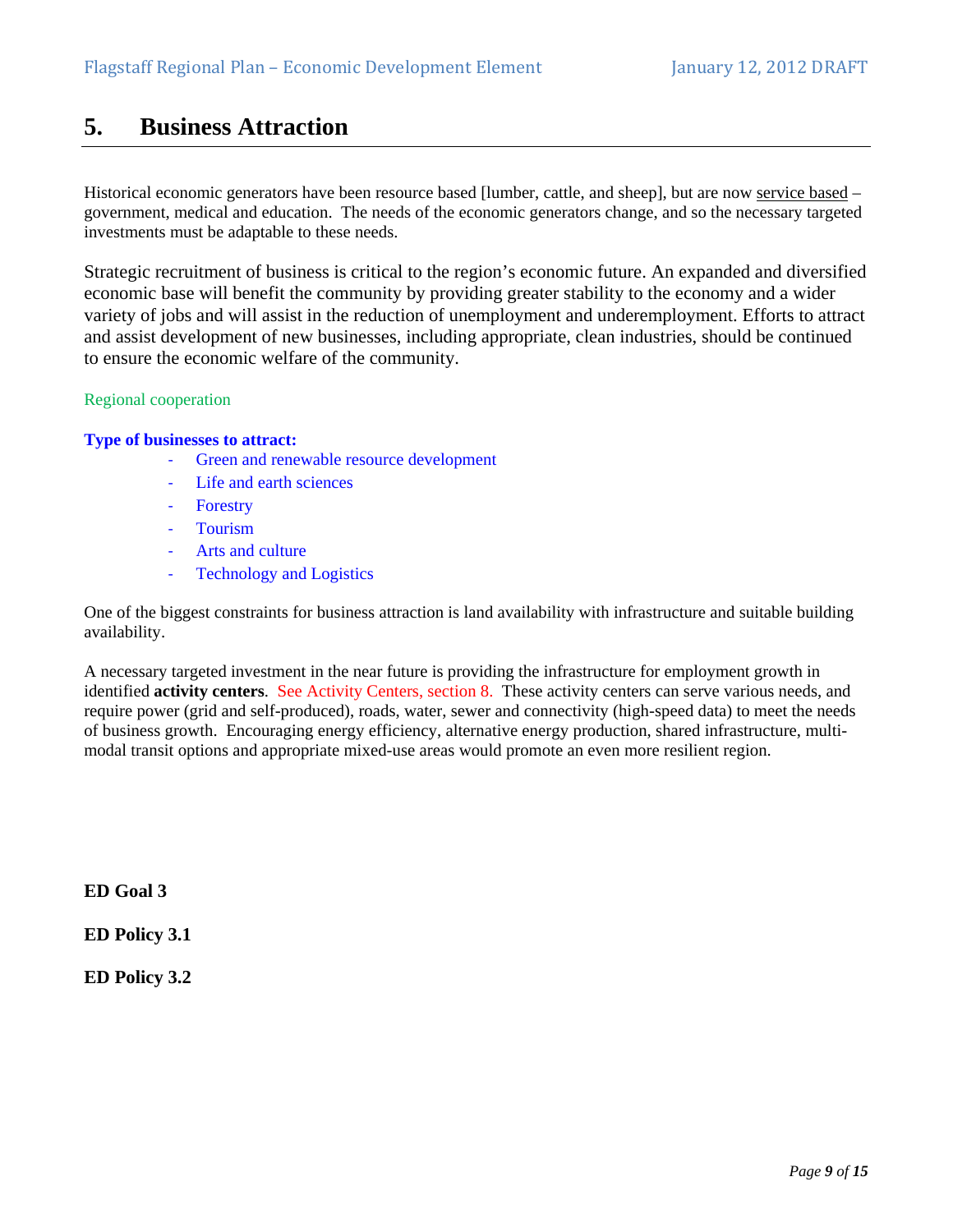# 5. Business Attraction

Historical economic generators have been resource based [lumber, cattle, and sheep], but are now service based – government, medical and education. The needs of the economic generators change, and so the necessary targeted investments must be adaptable to these needs.

Strategic recruitment of business is critical to the region's economic future. An expanded and diversified economic base will benefit the community by providing greater stability to the economy and a wider variety of jobs and will assist in the reduction of unemployment and underemployment. Efforts to attract and assist development of new businesses, including appropriate, clean industries, should be continued to ensure the economic welfare of the community.

Regional cooperation

**Type of businesses to attract:**

- Green and renewable resource development
- Life and earth sciences
- Forestry
- Tourism
- Arts and culture
- Technology and Logistics

One of the biggest constraints for business attraction is land availability with infrastructure and suitable building availability.

A necessary targeted investment in the near future is providing the infrastructure for employment growth in identified **activity centers**. See Activity Centers, section 8. These activity centers can serve various needs, and require power (grid and self-produced), roads, water, sewer and connectivity (high-speed data) to meet the needs of business growth. Encouraging energy efficiency, alternative energy production, shared infrastructure, multi-modal transit options and appropriate mixed-use areas would promote an even more resilient region.

**ED Goal 3**

**ED Policy 3.1**

**ED Policy 3.2**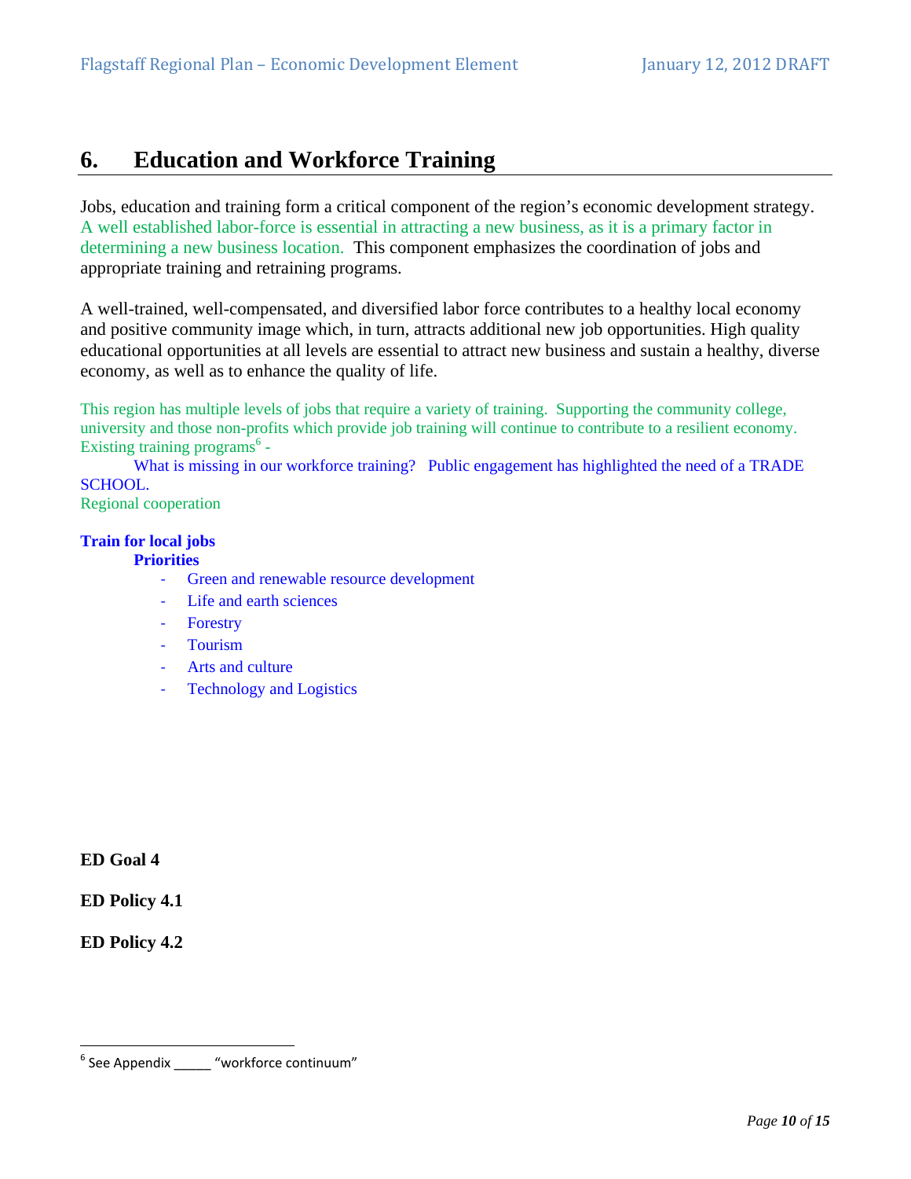## 6. Education and Workforce Training

Jobs, education and training form a critical component of the region's economic development strategy. A well established labor-force is essential in attracting a new business, as it is a primary factor in determining a new business location. This component emphasizes the coordination of jobs and appropriate training and retraining programs.

A well-trained, well-compensated, and diversified labor force contributes to a healthy local economy and positive community image which, in turn, attracts additional new job opportunities. High quality educational opportunities at all levels are essential to attract new business and sustain a healthy, diverse economy, as well as to enhance the quality of life.

This region has multiple levels of jobs that require a variety of training. Supporting the community college, university and those non-profits which provide job training will continue to contribute to a resilient economy. Existing training programs[6] -

What is missing in our workforce training? Public engagement has highlighted the need of a TRADE SCHOOL.

Regional cooperation

**Train for local jobs**

**Priorities**

- Green and renewable resource development
- Life and earth sciences
- Forestry
- Tourism
- Arts and culture
- Technology and Logistics

**ED Goal 4**

**ED Policy 4.1**

**ED Policy 4.2**

---

[6] See Appendix _____ "workforce continuum"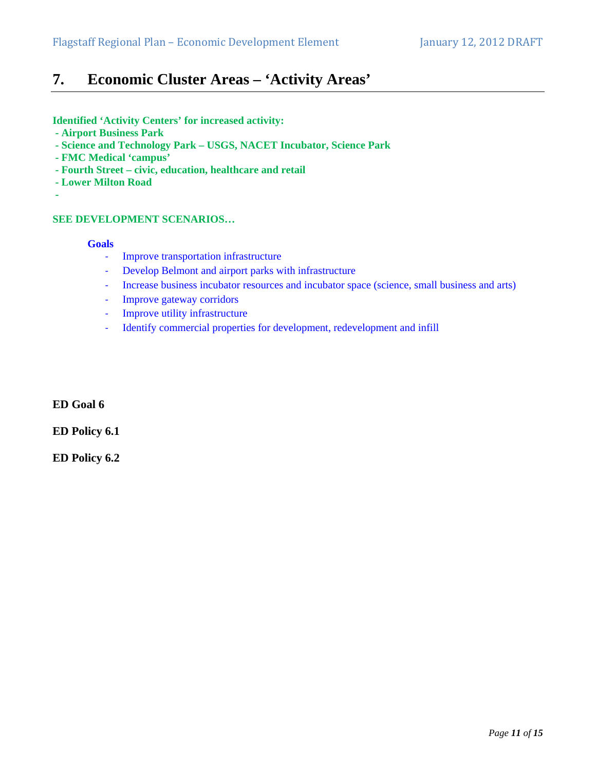# 7. Economic Cluster Areas – 'Activity Areas'

**Identified 'Activity Centers' for increased activity:**
**- Airport Business Park**
**- Science and Technology Park – USGS, NACET Incubator, Science Park**
**- FMC Medical 'campus'**
**- Fourth Street – civic, education, healthcare and retail**
**- Lower Milton Road**
**-**

**SEE DEVELOPMENT SCENARIOS…**

**Goals**

- Improve transportation infrastructure
- Develop Belmont and airport parks with infrastructure
- Increase business incubator resources and incubator space (science, small business and arts)
- Improve gateway corridors
- Improve utility infrastructure
- Identify commercial properties for development, redevelopment and infill

**ED Goal 6**

**ED Policy 6.1**

**ED Policy 6.2**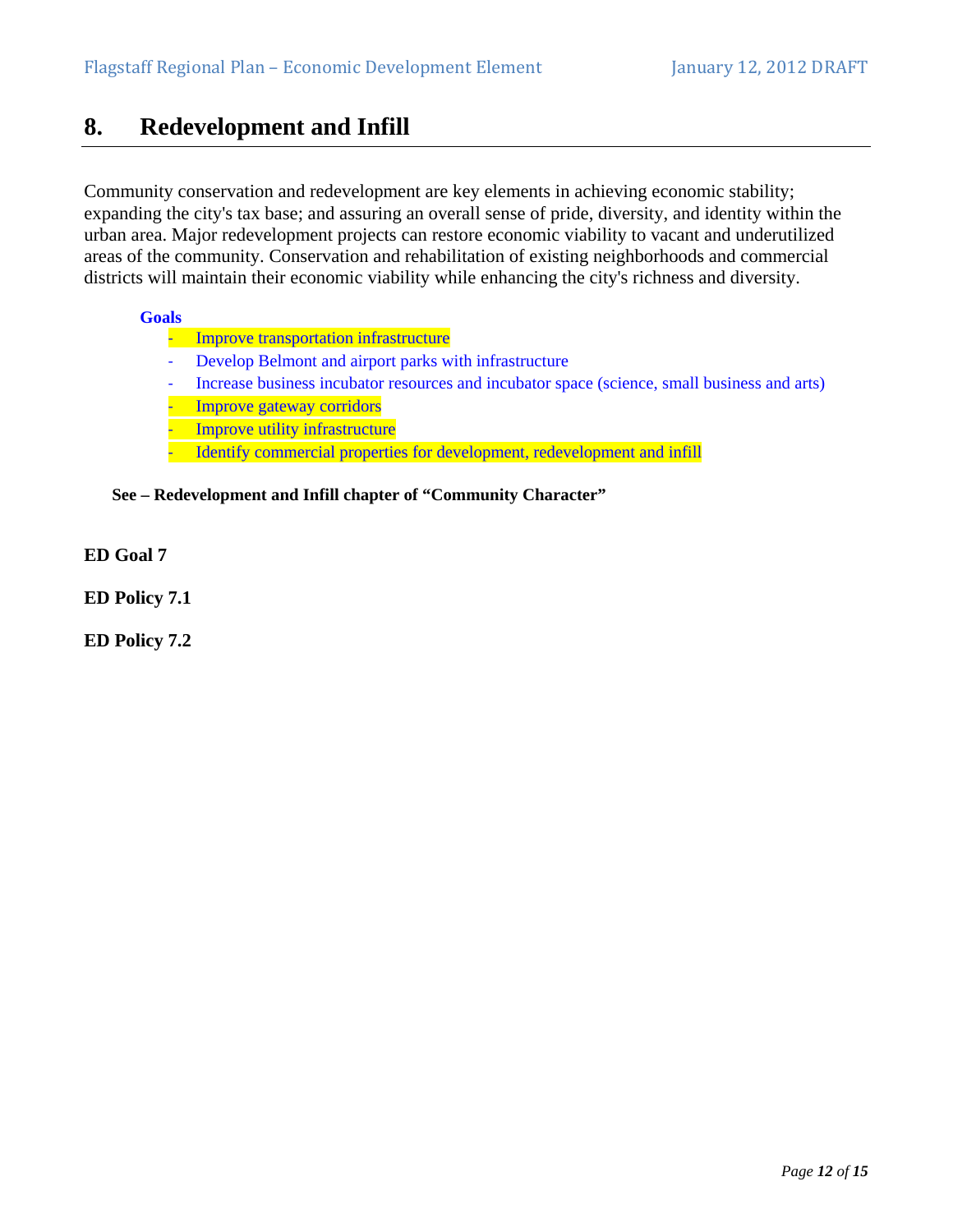## 8. Redevelopment and Infill

Community conservation and redevelopment are key elements in achieving economic stability; expanding the city's tax base; and assuring an overall sense of pride, diversity, and identity within the urban area. Major redevelopment projects can restore economic viability to vacant and underutilized areas of the community. Conservation and rehabilitation of existing neighborhoods and commercial districts will maintain their economic viability while enhancing the city's richness and diversity.

**Goals**

- Improve transportation infrastructure
- Develop Belmont and airport parks with infrastructure
- Increase business incubator resources and incubator space (science, small business and arts)
- Improve gateway corridors
- Improve utility infrastructure
- Identify commercial properties for development, redevelopment and infill

**See – Redevelopment and Infill chapter of "Community Character"**

**ED Goal 7**

**ED Policy 7.1**

**ED Policy 7.2**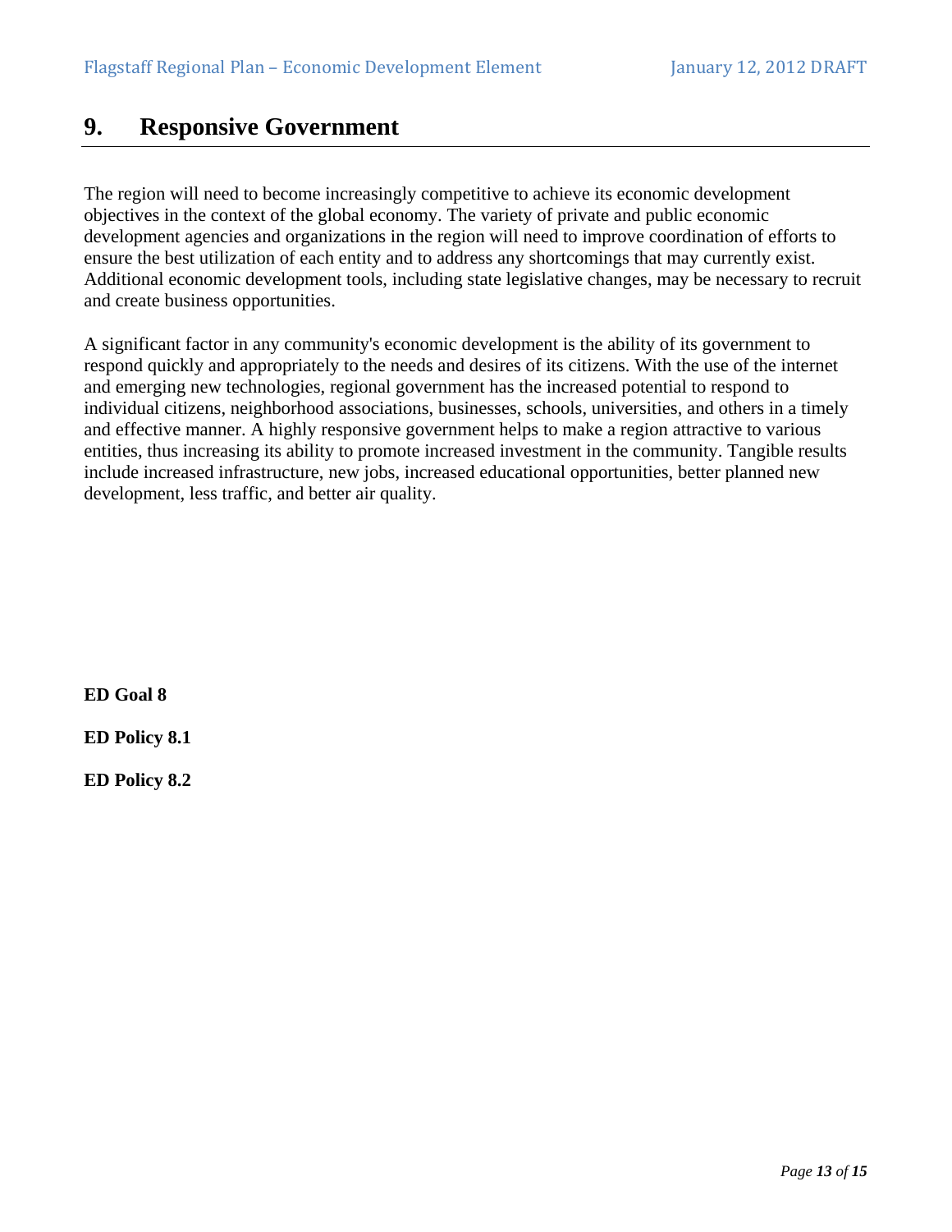## 9. Responsive Government

The region will need to become increasingly competitive to achieve its economic development objectives in the context of the global economy. The variety of private and public economic development agencies and organizations in the region will need to improve coordination of efforts to ensure the best utilization of each entity and to address any shortcomings that may currently exist. Additional economic development tools, including state legislative changes, may be necessary to recruit and create business opportunities.

A significant factor in any community's economic development is the ability of its government to respond quickly and appropriately to the needs and desires of its citizens. With the use of the internet and emerging new technologies, regional government has the increased potential to respond to individual citizens, neighborhood associations, businesses, schools, universities, and others in a timely and effective manner. A highly responsive government helps to make a region attractive to various entities, thus increasing its ability to promote increased investment in the community. Tangible results include increased infrastructure, new jobs, increased educational opportunities, better planned new development, less traffic, and better air quality.

**ED Goal 8**

**ED Policy 8.1**

**ED Policy 8.2**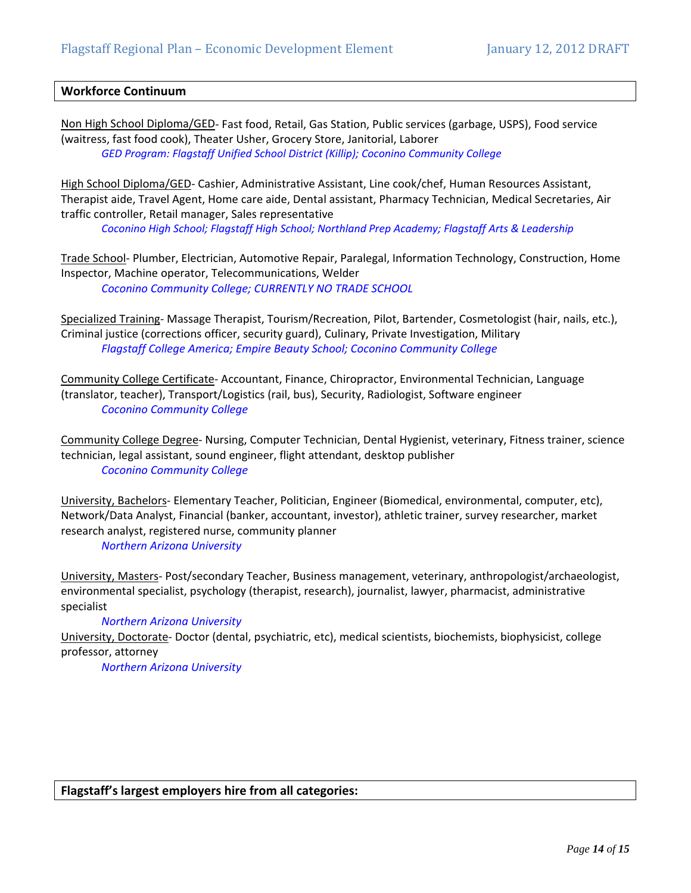## Workforce Continuum

Non High School Diploma/GED- Fast food, Retail, Gas Station, Public services (garbage, USPS), Food service (waitress, fast food cook), Theater Usher, Grocery Store, Janitorial, Laborer

*GED Program: Flagstaff Unified School District (Killip); Coconino Community College*

High School Diploma/GED- Cashier, Administrative Assistant, Line cook/chef, Human Resources Assistant, Therapist aide, Travel Agent, Home care aide, Dental assistant, Pharmacy Technician, Medical Secretaries, Air traffic controller, Retail manager, Sales representative

*Coconino High School; Flagstaff High School; Northland Prep Academy; Flagstaff Arts & Leadership*

Trade School- Plumber, Electrician, Automotive Repair, Paralegal, Information Technology, Construction, Home Inspector, Machine operator, Telecommunications, Welder

*Coconino Community College; CURRENTLY NO TRADE SCHOOL*

Specialized Training- Massage Therapist, Tourism/Recreation, Pilot, Bartender, Cosmetologist (hair, nails, etc.), Criminal justice (corrections officer, security guard), Culinary, Private Investigation, Military

*Flagstaff College America; Empire Beauty School; Coconino Community College*

Community College Certificate- Accountant, Finance, Chiropractor, Environmental Technician, Language (translator, teacher), Transport/Logistics (rail, bus), Security, Radiologist, Software engineer

*Coconino Community College*

Community College Degree- Nursing, Computer Technician, Dental Hygienist, veterinary, Fitness trainer, science technician, legal assistant, sound engineer, flight attendant, desktop publisher

*Coconino Community College*

University, Bachelors- Elementary Teacher, Politician, Engineer (Biomedical, environmental, computer, etc), Network/Data Analyst, Financial (banker, accountant, investor), athletic trainer, survey researcher, market research analyst, registered nurse, community planner

*Northern Arizona University*

University, Masters- Post/secondary Teacher, Business management, veterinary, anthropologist/archaeologist, environmental specialist, psychology (therapist, research), journalist, lawyer, pharmacist, administrative specialist

*Northern Arizona University*

University, Doctorate- Doctor (dental, psychiatric, etc), medical scientists, biochemists, biophysicist, college professor, attorney

*Northern Arizona University*

## Flagstaff's largest employers hire from all categories: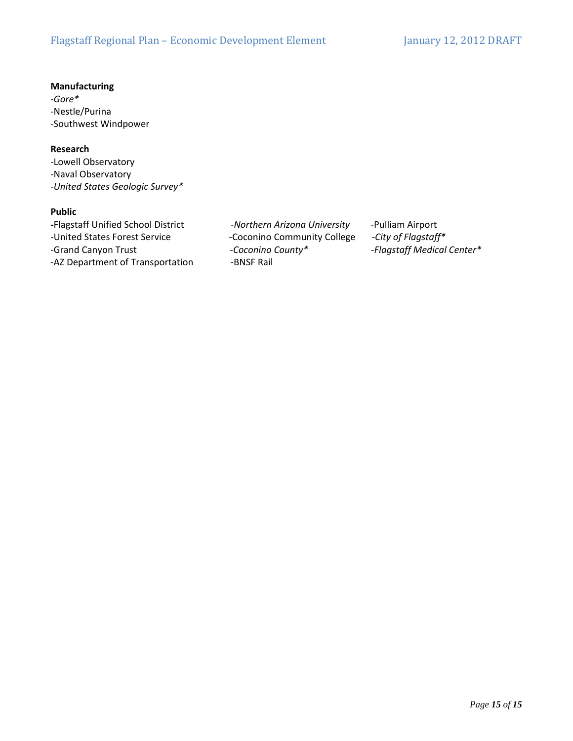**Manufacturing**

-*Gore**
-Nestle/Purina
-Southwest Windpower

**Research**

-Lowell Observatory
-Naval Observatory
-*United States Geologic Survey**

**Public**

-Flagstaff Unified School District
-United States Forest Service
-Grand Canyon Trust
-AZ Department of Transportation
-*Northern Arizona University*
-Coconino Community College
-*Coconino County**
-BNSF Rail
-Pulliam Airport
-*City of Flagstaff**
-*Flagstaff Medical Center**